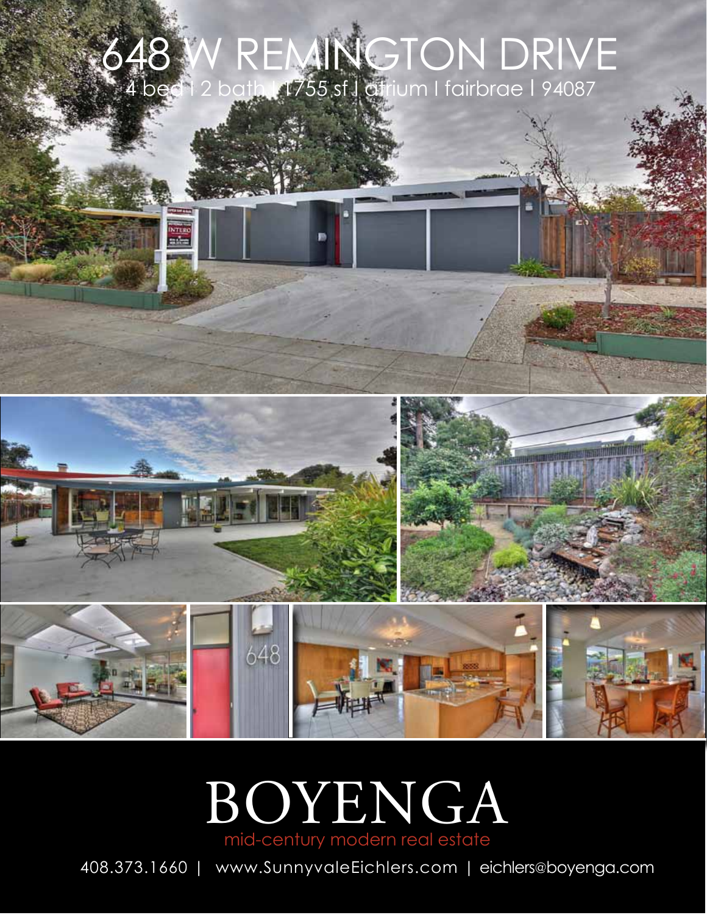# 648 W REMINGTON DRIVE

4 bed | 2 bath | 1755 sf | atrium | fairbrae | 94087

# BOYENGA

mid-century modern real estate

408.373.1660 | www.SunnyvaleEichlers.com | eichlers@boyenga.com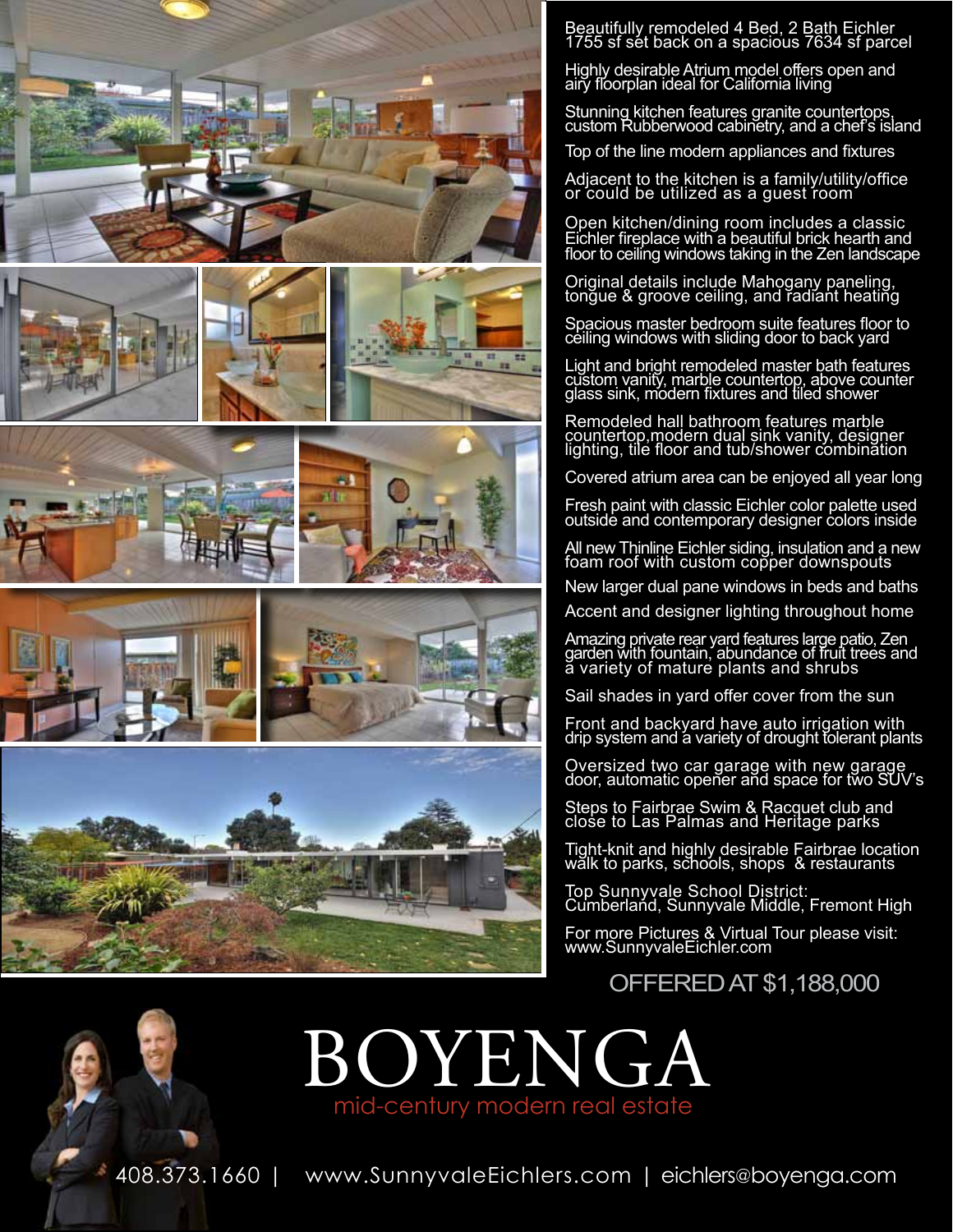Beautifully remodeled 4 Bed, 2 Bath Eichler 1755 sf set back on a spacious 7634 sf parcel

Highly desirable Atrium model offers open and airy floorplan ideal for California living

Stunning kitchen features granite countertops, custom Rubberwood cabinetry, and a chef's island

Top of the line modern appliances and fixtures

Adjacent to the kitchen is a family/utility/office or could be utilized as a guest room

Open kitchen/dining room includes a classic Eichler fireplace with a beautiful brick hearth and floor to ceiling windows taking in the Zen landscape

Original details include Mahogany paneling, tongue & groove ceiling, and radiant heating

Spacious master bedroom suite features floor to ceiling windows with sliding door to back yard

Light and bright remodeled master bath features custom vanity, marble countertop, above counter glass sink, modern fixtures and tiled shower

Remodeled hall bathroom features marble countertop,modern dual sink vanity, designer lighting, tile floor and tub/shower combination

Covered atrium area can be enjoyed all year long

Fresh paint with classic Eichler color palette used outside and contemporary designer colors inside

All new Thinline Eichler siding, insulation and a new foam roof with custom copper downspouts

New larger dual pane windows in beds and baths

Accent and designer lighting throughout home

Amazing private rear yard features large patio, Zen garden with fountain, abundance of fruit trees and a variety of mature plants and shrubs

Sail shades in yard offer cover from the sun

Front and backyard have auto irrigation with drip system and a variety of drought tolerant plants

Oversized two car garage with new garage door, automatic opener and space for two SUV's

Steps to Fairbrae Swim & Racquet club and close to Las Palmas and Heritage parks

Tight-knit and highly desirable Fairbrae location walk to parks, schools, shops & restaurants

Top Sunnyvale School District: Cumberland, Sunnyvale Middle, Fremont High

For more Pictures & Virtual Tour please visit: www.SunnyvaleEichler.com

OFFERED AT $1,188,000

# BOYENGA

mid-century modern real estate

408.373.1660 | www.SunnyvaleEichlers.com | eichlers@boyenga.com